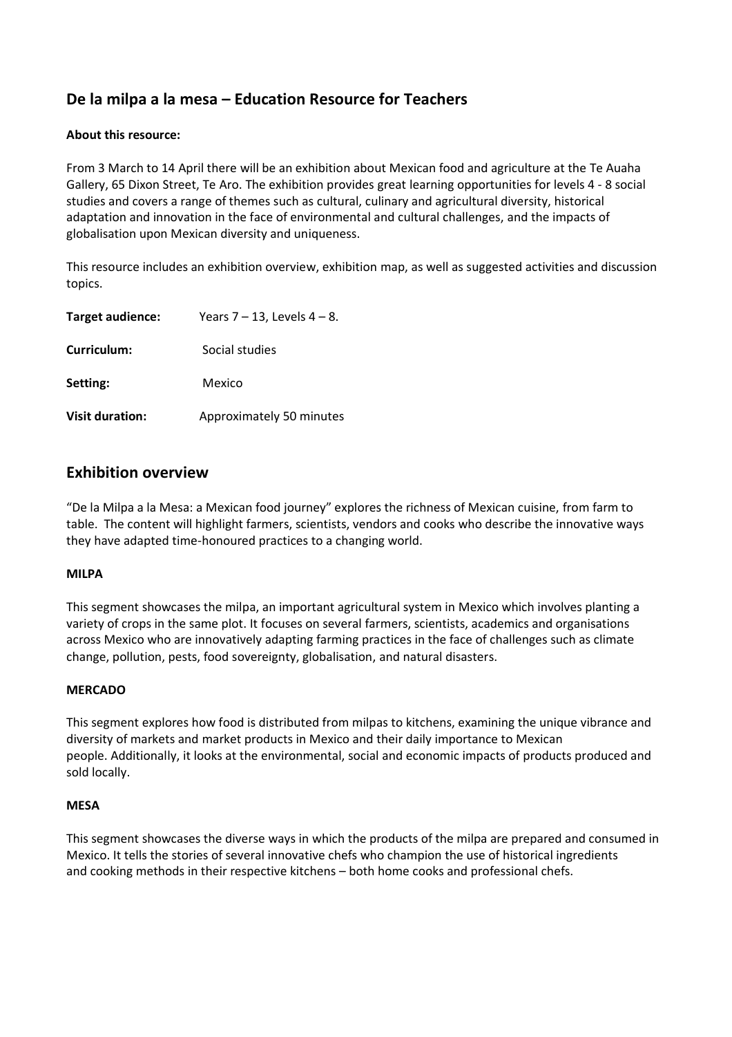## De la milpa a la mesa – Education Resource for Teachers

**About this resource:**

From 3 March to 14 April there will be an exhibition about Mexican food and agriculture at the Te Auaha Gallery, 65 Dixon Street, Te Aro. The exhibition provides great learning opportunities for levels 4 - 8 social studies and covers a range of themes such as cultural, culinary and agricultural diversity, historical adaptation and innovation in the face of environmental and cultural challenges, and the impacts of globalisation upon Mexican diversity and uniqueness.

This resource includes an exhibition overview, exhibition map, as well as suggested activities and discussion topics.

| | |
|---|---|
| **Target audience:** | Years 7 – 13, Levels 4 – 8. |
| **Curriculum:** | Social studies |
| **Setting:** | Mexico |
| **Visit duration:** | Approximately 50 minutes |

## Exhibition overview

"De la Milpa a la Mesa: a Mexican food journey" explores the richness of Mexican cuisine, from farm to table. The content will highlight farmers, scientists, vendors and cooks who describe the innovative ways they have adapted time-honoured practices to a changing world.

**MILPA**

This segment showcases the milpa, an important agricultural system in Mexico which involves planting a variety of crops in the same plot. It focuses on several farmers, scientists, academics and organisations across Mexico who are innovatively adapting farming practices in the face of challenges such as climate change, pollution, pests, food sovereignty, globalisation, and natural disasters.

**MERCADO**

This segment explores how food is distributed from milpas to kitchens, examining the unique vibrance and diversity of markets and market products in Mexico and their daily importance to Mexican people. Additionally, it looks at the environmental, social and economic impacts of products produced and sold locally.

**MESA**

This segment showcases the diverse ways in which the products of the milpa are prepared and consumed in Mexico. It tells the stories of several innovative chefs who champion the use of historical ingredients and cooking methods in their respective kitchens – both home cooks and professional chefs.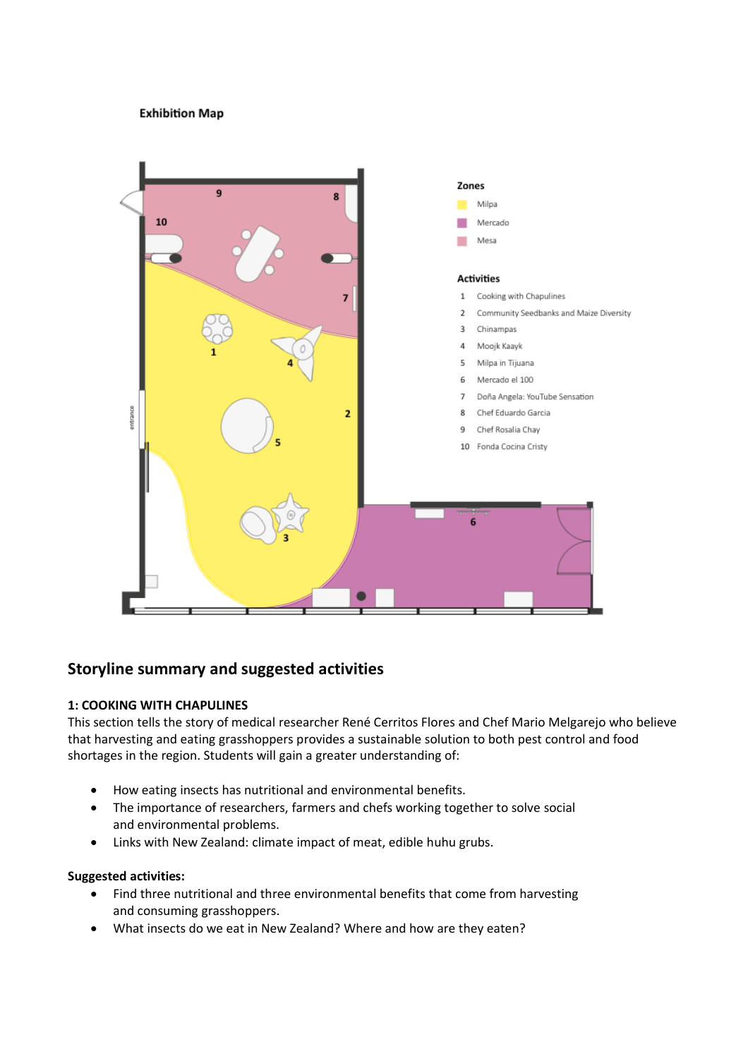**Exhibition Map**

**Zones**

- Milpa
- Mercado
- Mesa

**Activities**

1. Cooking with Chapulines
2. Community Seedbanks and Maize Diversity
3. Chinampas
4. Moojk Kaayk
5. Milpa in Tijuana
6. Mercado el 100
7. Doña Angela: YouTube Sensation
8. Chef Eduardo Garcia
9. Chef Rosalia Chay
10. Fonda Cocina Cristy

## Storyline summary and suggested activities

### 1: COOKING WITH CHAPULINES

This section tells the story of medical researcher René Cerritos Flores and Chef Mario Melgarejo who believe that harvesting and eating grasshoppers provides a sustainable solution to both pest control and food shortages in the region. Students will gain a greater understanding of:

- How eating insects has nutritional and environmental benefits.
- The importance of researchers, farmers and chefs working together to solve social and environmental problems.
- Links with New Zealand: climate impact of meat, edible huhu grubs.

**Suggested activities:**

- Find three nutritional and three environmental benefits that come from harvesting and consuming grasshoppers.
- What insects do we eat in New Zealand? Where and how are they eaten?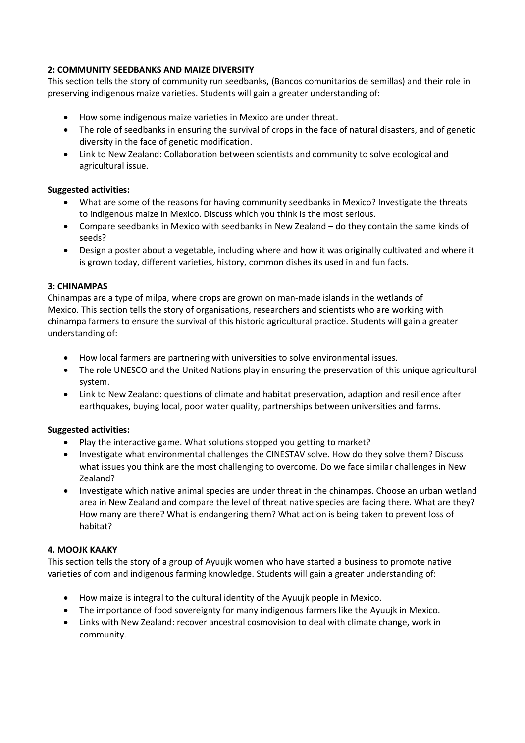**2: COMMUNITY SEEDBANKS AND MAIZE DIVERSITY**

This section tells the story of community run seedbanks, (Bancos comunitarios de semillas) and their role in preserving indigenous maize varieties. Students will gain a greater understanding of:

- How some indigenous maize varieties in Mexico are under threat.
- The role of seedbanks in ensuring the survival of crops in the face of natural disasters, and of genetic diversity in the face of genetic modification.
- Link to New Zealand: Collaboration between scientists and community to solve ecological and agricultural issue.

**Suggested activities:**

- What are some of the reasons for having community seedbanks in Mexico? Investigate the threats to indigenous maize in Mexico. Discuss which you think is the most serious.
- Compare seedbanks in Mexico with seedbanks in New Zealand – do they contain the same kinds of seeds?
- Design a poster about a vegetable, including where and how it was originally cultivated and where it is grown today, different varieties, history, common dishes its used in and fun facts.

**3: CHINAMPAS**

Chinampas are a type of milpa, where crops are grown on man-made islands in the wetlands of Mexico. This section tells the story of organisations, researchers and scientists who are working with chinampa farmers to ensure the survival of this historic agricultural practice. Students will gain a greater understanding of:

- How local farmers are partnering with universities to solve environmental issues.
- The role UNESCO and the United Nations play in ensuring the preservation of this unique agricultural system.
- Link to New Zealand: questions of climate and habitat preservation, adaption and resilience after earthquakes, buying local, poor water quality, partnerships between universities and farms.

**Suggested activities:**

- Play the interactive game. What solutions stopped you getting to market?
- Investigate what environmental challenges the CINESTAV solve. How do they solve them? Discuss what issues you think are the most challenging to overcome. Do we face similar challenges in New Zealand?
- Investigate which native animal species are under threat in the chinampas. Choose an urban wetland area in New Zealand and compare the level of threat native species are facing there. What are they? How many are there? What is endangering them? What action is being taken to prevent loss of habitat?

**4. MOOJK KAAKY**

This section tells the story of a group of Ayuujk women who have started a business to promote native varieties of corn and indigenous farming knowledge. Students will gain a greater understanding of:

- How maize is integral to the cultural identity of the Ayuujk people in Mexico.
- The importance of food sovereignty for many indigenous farmers like the Ayuujk in Mexico.
- Links with New Zealand: recover ancestral cosmovision to deal with climate change, work in community.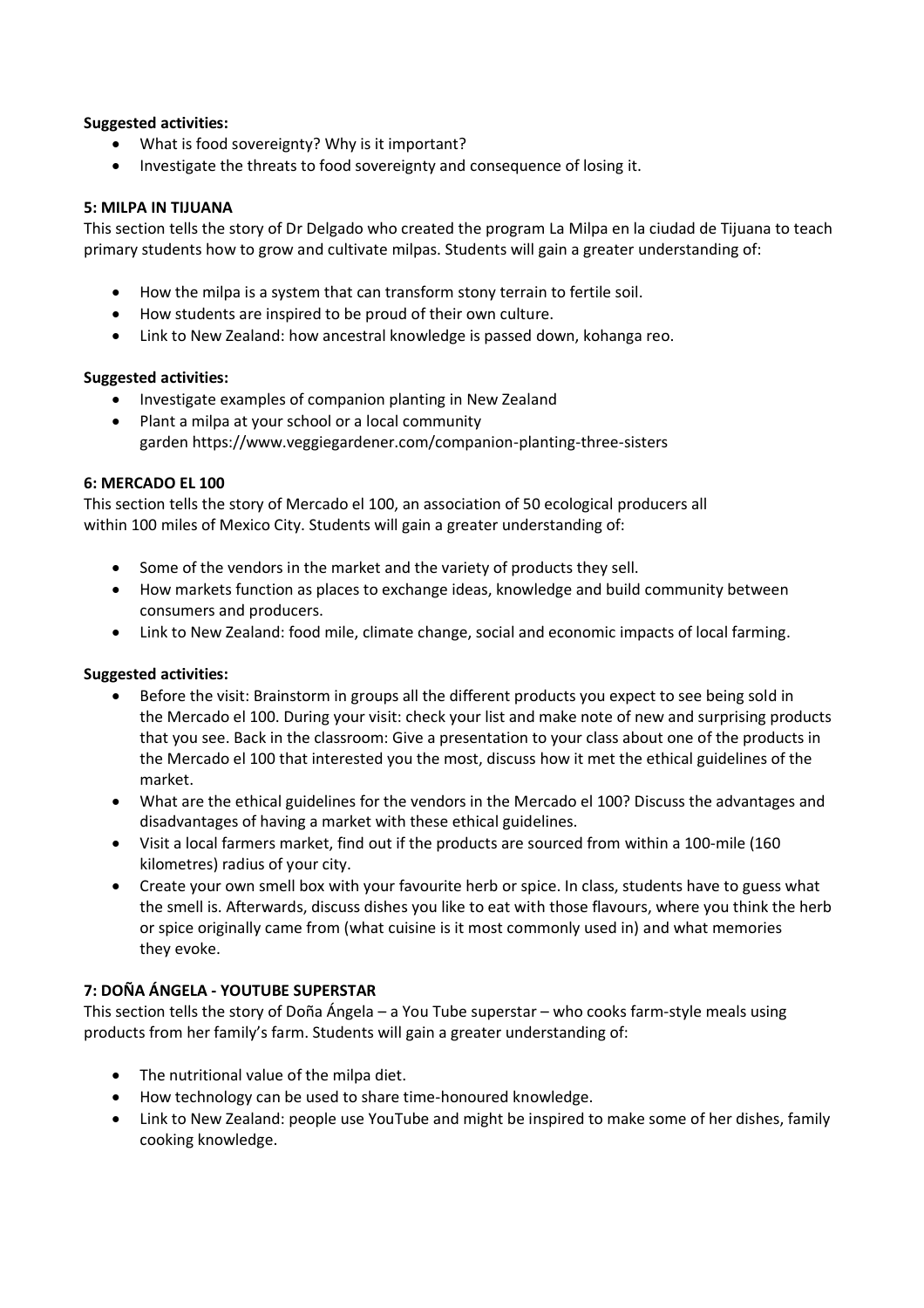**Suggested activities:**

- What is food sovereignty? Why is it important?
- Investigate the threats to food sovereignty and consequence of losing it.

**5: MILPA IN TIJUANA**

This section tells the story of Dr Delgado who created the program La Milpa en la ciudad de Tijuana to teach primary students how to grow and cultivate milpas. Students will gain a greater understanding of:

- How the milpa is a system that can transform stony terrain to fertile soil.
- How students are inspired to be proud of their own culture.
- Link to New Zealand: how ancestral knowledge is passed down, kohanga reo.

**Suggested activities:**

- Investigate examples of companion planting in New Zealand
- Plant a milpa at your school or a local community garden https://www.veggiegardener.com/companion-planting-three-sisters

**6: MERCADO EL 100**

This section tells the story of Mercado el 100, an association of 50 ecological producers all within 100 miles of Mexico City. Students will gain a greater understanding of:

- Some of the vendors in the market and the variety of products they sell.
- How markets function as places to exchange ideas, knowledge and build community between consumers and producers.
- Link to New Zealand: food mile, climate change, social and economic impacts of local farming.

**Suggested activities:**

- Before the visit: Brainstorm in groups all the different products you expect to see being sold in the Mercado el 100. During your visit: check your list and make note of new and surprising products that you see. Back in the classroom: Give a presentation to your class about one of the products in the Mercado el 100 that interested you the most, discuss how it met the ethical guidelines of the market.
- What are the ethical guidelines for the vendors in the Mercado el 100? Discuss the advantages and disadvantages of having a market with these ethical guidelines.
- Visit a local farmers market, find out if the products are sourced from within a 100-mile (160 kilometres) radius of your city.
- Create your own smell box with your favourite herb or spice. In class, students have to guess what the smell is. Afterwards, discuss dishes you like to eat with those flavours, where you think the herb or spice originally came from (what cuisine is it most commonly used in) and what memories they evoke.

**7: DOÑA ÁNGELA - YOUTUBE SUPERSTAR**

This section tells the story of Doña Ángela – a You Tube superstar – who cooks farm-style meals using products from her family's farm. Students will gain a greater understanding of:

- The nutritional value of the milpa diet.
- How technology can be used to share time-honoured knowledge.
- Link to New Zealand: people use YouTube and might be inspired to make some of her dishes, family cooking knowledge.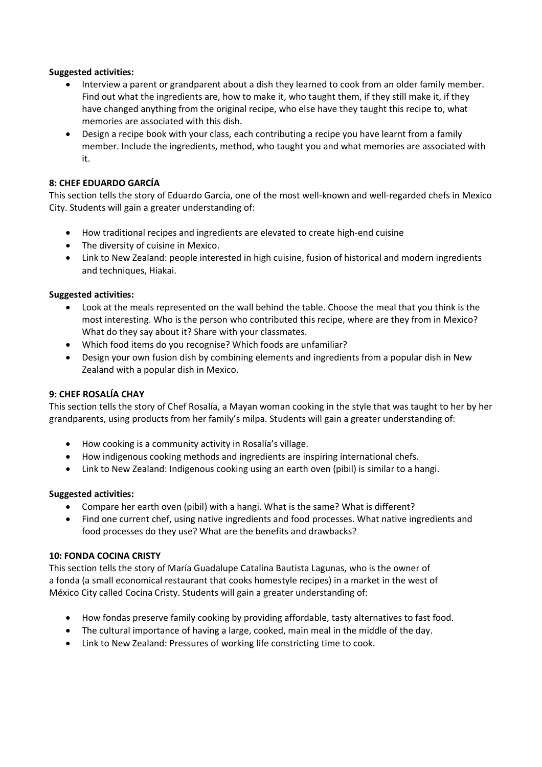**Suggested activities:**

- Interview a parent or grandparent about a dish they learned to cook from an older family member. Find out what the ingredients are, how to make it, who taught them, if they still make it, if they have changed anything from the original recipe, who else have they taught this recipe to, what memories are associated with this dish.
- Design a recipe book with your class, each contributing a recipe you have learnt from a family member. Include the ingredients, method, who taught you and what memories are associated with it.

**8: CHEF EDUARDO GARCÍA**

This section tells the story of Eduardo García, one of the most well-known and well-regarded chefs in Mexico City. Students will gain a greater understanding of:

- How traditional recipes and ingredients are elevated to create high-end cuisine
- The diversity of cuisine in Mexico.
- Link to New Zealand: people interested in high cuisine, fusion of historical and modern ingredients and techniques, Hiakai.

**Suggested activities:**

- Look at the meals represented on the wall behind the table. Choose the meal that you think is the most interesting. Who is the person who contributed this recipe, where are they from in Mexico? What do they say about it? Share with your classmates.
- Which food items do you recognise? Which foods are unfamiliar?
- Design your own fusion dish by combining elements and ingredients from a popular dish in New Zealand with a popular dish in Mexico.

**9: CHEF ROSALÍA CHAY**

This section tells the story of Chef Rosalía, a Mayan woman cooking in the style that was taught to her by her grandparents, using products from her family's milpa. Students will gain a greater understanding of:

- How cooking is a community activity in Rosalía's village.
- How indigenous cooking methods and ingredients are inspiring international chefs.
- Link to New Zealand: Indigenous cooking using an earth oven (pibil) is similar to a hangi.

**Suggested activities:**

- Compare her earth oven (pibil) with a hangi. What is the same? What is different?
- Find one current chef, using native ingredients and food processes. What native ingredients and food processes do they use? What are the benefits and drawbacks?

**10: FONDA COCINA CRISTY**

This section tells the story of María Guadalupe Catalina Bautista Lagunas, who is the owner of a fonda (a small economical restaurant that cooks homestyle recipes) in a market in the west of México City called Cocina Cristy. Students will gain a greater understanding of:

- How fondas preserve family cooking by providing affordable, tasty alternatives to fast food.
- The cultural importance of having a large, cooked, main meal in the middle of the day.
- Link to New Zealand: Pressures of working life constricting time to cook.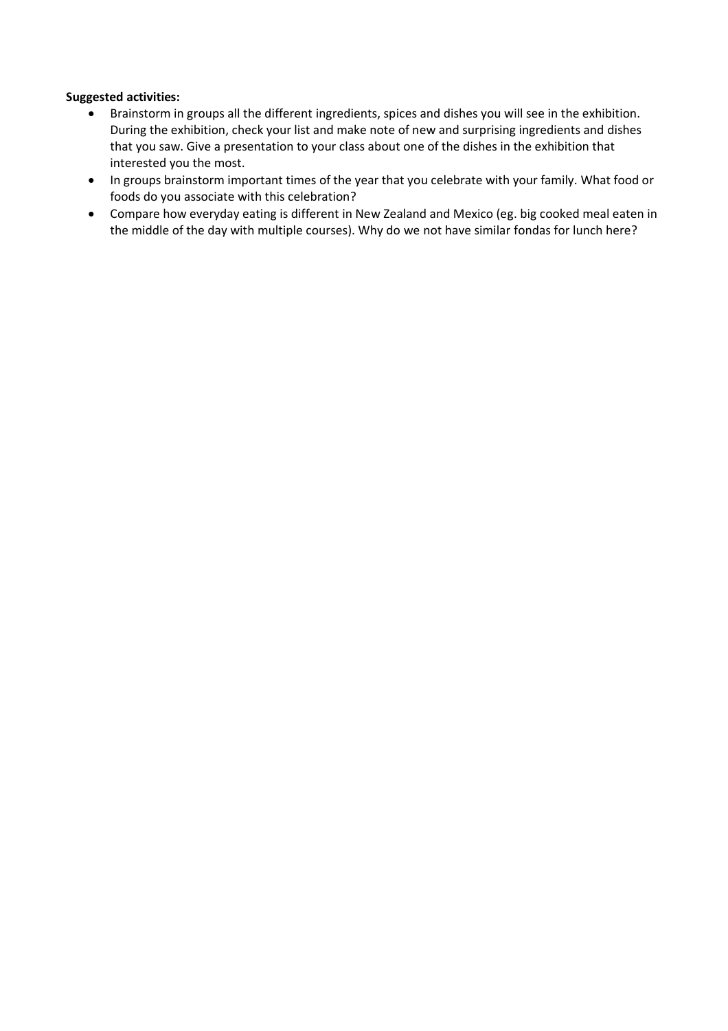**Suggested activities:**

- Brainstorm in groups all the different ingredients, spices and dishes you will see in the exhibition. During the exhibition, check your list and make note of new and surprising ingredients and dishes that you saw. Give a presentation to your class about one of the dishes in the exhibition that interested you the most.
- In groups brainstorm important times of the year that you celebrate with your family. What food or foods do you associate with this celebration?
- Compare how everyday eating is different in New Zealand and Mexico (eg. big cooked meal eaten in the middle of the day with multiple courses). Why do we not have similar fondas for lunch here?